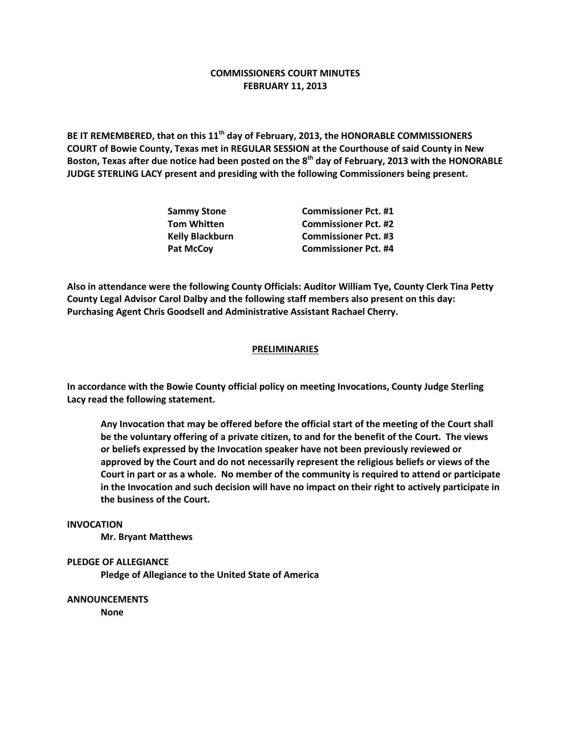# COMMISSIONERS COURT MINUTES
# FEBRUARY 11, 2013

**BE IT REMEMBERED, that on this 11th day of February, 2013, the HONORABLE COMMISSIONERS COURT of Bowie County, Texas met in REGULAR SESSION at the Courthouse of said County in New Boston, Texas after due notice had been posted on the 8th day of February, 2013 with the HONORABLE JUDGE STERLING LACY present and presiding with the following Commissioners being present.**

| | |
|---|---|
| **Sammy Stone** | **Commissioner Pct. #1** |
| **Tom Whitten** | **Commissioner Pct. #2** |
| **Kelly Blackburn** | **Commissioner Pct. #3** |
| **Pat McCoy** | **Commissioner Pct. #4** |

**Also in attendance were the following County Officials: Auditor William Tye, County Clerk Tina Petty County Legal Advisor Carol Dalby and the following staff members also present on this day: Purchasing Agent Chris Goodsell and Administrative Assistant Rachael Cherry.**

## PRELIMINARIES

**In accordance with the Bowie County official policy on meeting Invocations, County Judge Sterling Lacy read the following statement.**

> **Any Invocation that may be offered before the official start of the meeting of the Court shall be the voluntary offering of a private citizen, to and for the benefit of the Court. The views or beliefs expressed by the Invocation speaker have not been previously reviewed or approved by the Court and do not necessarily represent the religious beliefs or views of the Court in part or as a whole. No member of the community is required to attend or participate in the Invocation and such decision will have no impact on their right to actively participate in the business of the Court.**

**INVOCATION**

**Mr. Bryant Matthews**

**PLEDGE OF ALLEGIANCE**

**Pledge of Allegiance to the United State of America**

**ANNOUNCEMENTS**

**None**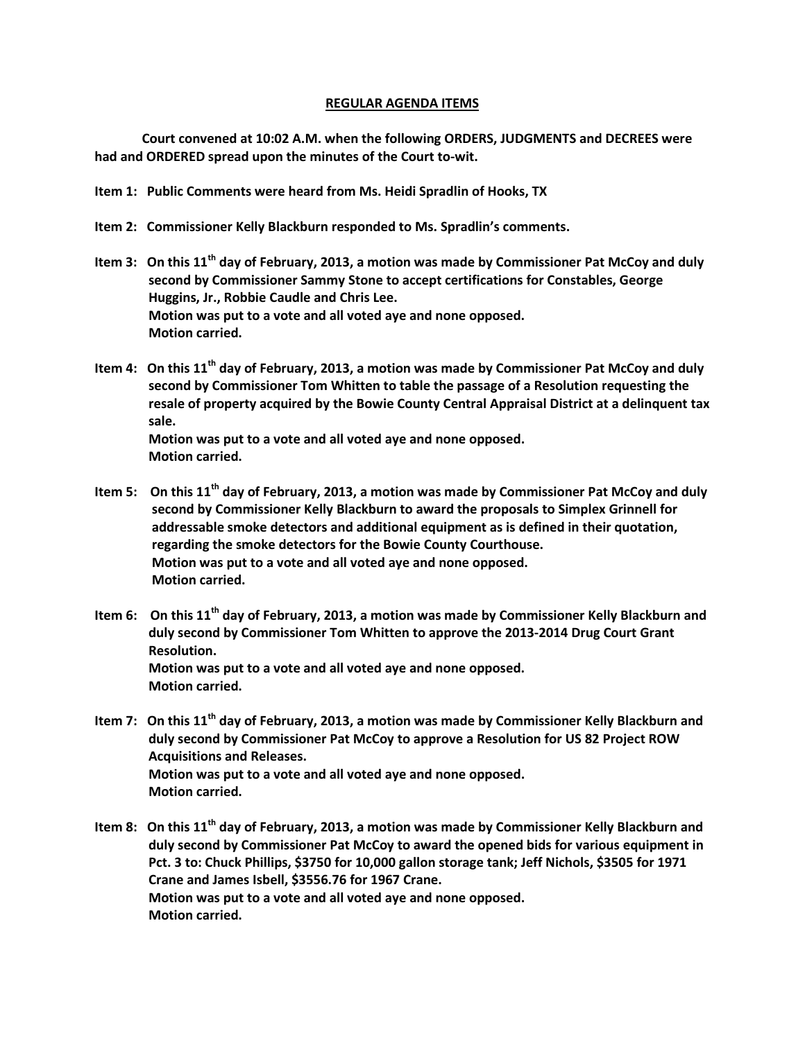## REGULAR AGENDA ITEMS

**Court convened at 10:02 A.M. when the following ORDERS, JUDGMENTS and DECREES were had and ORDERED spread upon the minutes of the Court to-wit.**

**Item 1: Public Comments were heard from Ms. Heidi Spradlin of Hooks, TX**

**Item 2: Commissioner Kelly Blackburn responded to Ms. Spradlin's comments.**

**Item 3: On this 11th day of February, 2013, a motion was made by Commissioner Pat McCoy and duly second by Commissioner Sammy Stone to accept certifications for Constables, George Huggins, Jr., Robbie Caudle and Chris Lee.**
**Motion was put to a vote and all voted aye and none opposed.**
**Motion carried.**

**Item 4: On this 11th day of February, 2013, a motion was made by Commissioner Pat McCoy and duly second by Commissioner Tom Whitten to table the passage of a Resolution requesting the resale of property acquired by the Bowie County Central Appraisal District at a delinquent tax sale.**
**Motion was put to a vote and all voted aye and none opposed.**
**Motion carried.**

**Item 5: On this 11th day of February, 2013, a motion was made by Commissioner Pat McCoy and duly second by Commissioner Kelly Blackburn to award the proposals to Simplex Grinnell for addressable smoke detectors and additional equipment as is defined in their quotation, regarding the smoke detectors for the Bowie County Courthouse.**
**Motion was put to a vote and all voted aye and none opposed.**
**Motion carried.**

**Item 6: On this 11th day of February, 2013, a motion was made by Commissioner Kelly Blackburn and duly second by Commissioner Tom Whitten to approve the 2013-2014 Drug Court Grant Resolution.**
**Motion was put to a vote and all voted aye and none opposed.**
**Motion carried.**

**Item 7: On this 11th day of February, 2013, a motion was made by Commissioner Kelly Blackburn and duly second by Commissioner Pat McCoy to approve a Resolution for US 82 Project ROW Acquisitions and Releases.**
**Motion was put to a vote and all voted aye and none opposed.**
**Motion carried.**

**Item 8: On this 11th day of February, 2013, a motion was made by Commissioner Kelly Blackburn and duly second by Commissioner Pat McCoy to award the opened bids for various equipment in Pct. 3 to: Chuck Phillips, $3750 for 10,000 gallon storage tank; Jeff Nichols, $3505 for 1971 Crane and James Isbell, $3556.76 for 1967 Crane.**
**Motion was put to a vote and all voted aye and none opposed.**
**Motion carried.**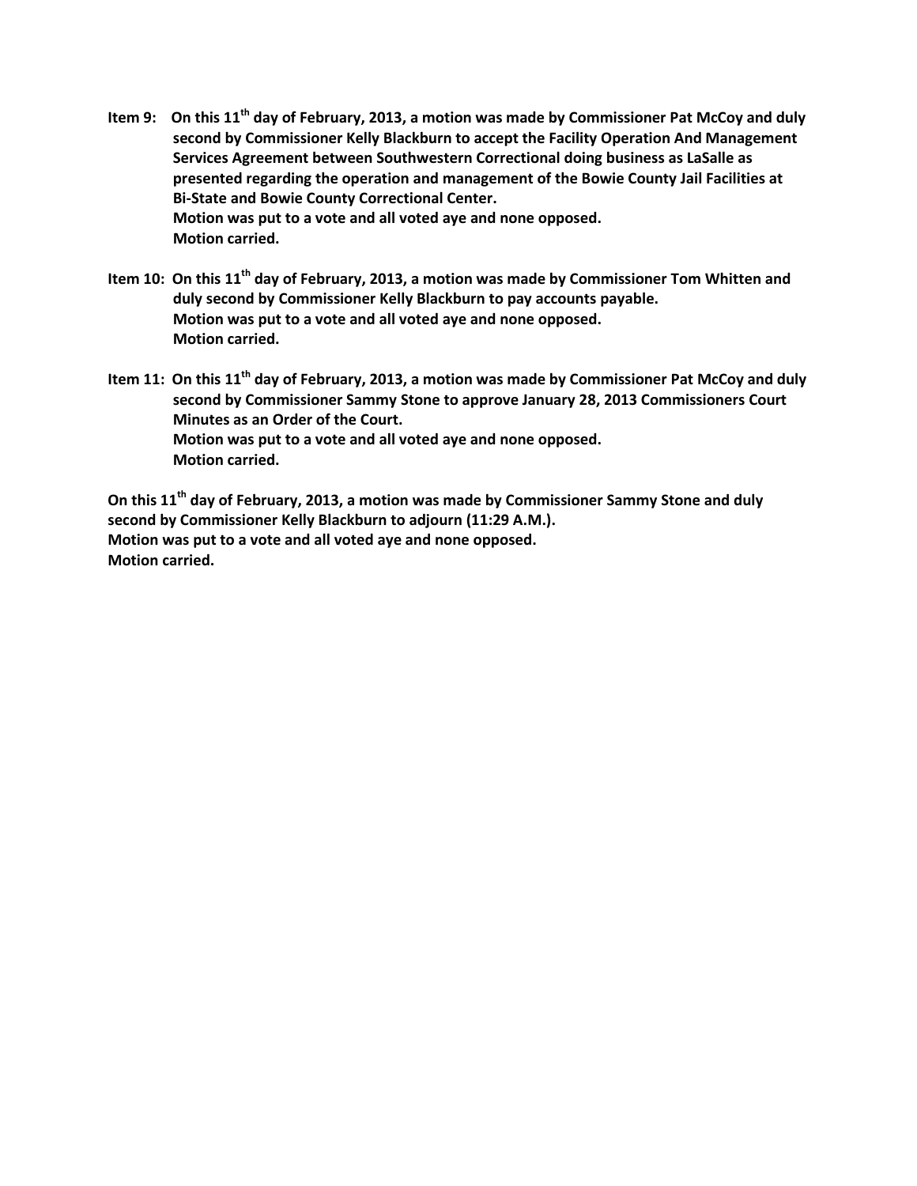**Item 9: On this 11th day of February, 2013, a motion was made by Commissioner Pat McCoy and duly second by Commissioner Kelly Blackburn to accept the Facility Operation And Management Services Agreement between Southwestern Correctional doing business as LaSalle as presented regarding the operation and management of the Bowie County Jail Facilities at Bi-State and Bowie County Correctional Center.**
**Motion was put to a vote and all voted aye and none opposed.**
**Motion carried.**

**Item 10: On this 11th day of February, 2013, a motion was made by Commissioner Tom Whitten and duly second by Commissioner Kelly Blackburn to pay accounts payable.**
**Motion was put to a vote and all voted aye and none opposed.**
**Motion carried.**

**Item 11: On this 11th day of February, 2013, a motion was made by Commissioner Pat McCoy and duly second by Commissioner Sammy Stone to approve January 28, 2013 Commissioners Court Minutes as an Order of the Court.**
**Motion was put to a vote and all voted aye and none opposed.**
**Motion carried.**

**On this 11th day of February, 2013, a motion was made by Commissioner Sammy Stone and duly second by Commissioner Kelly Blackburn to adjourn (11:29 A.M.).**
**Motion was put to a vote and all voted aye and none opposed.**
**Motion carried.**